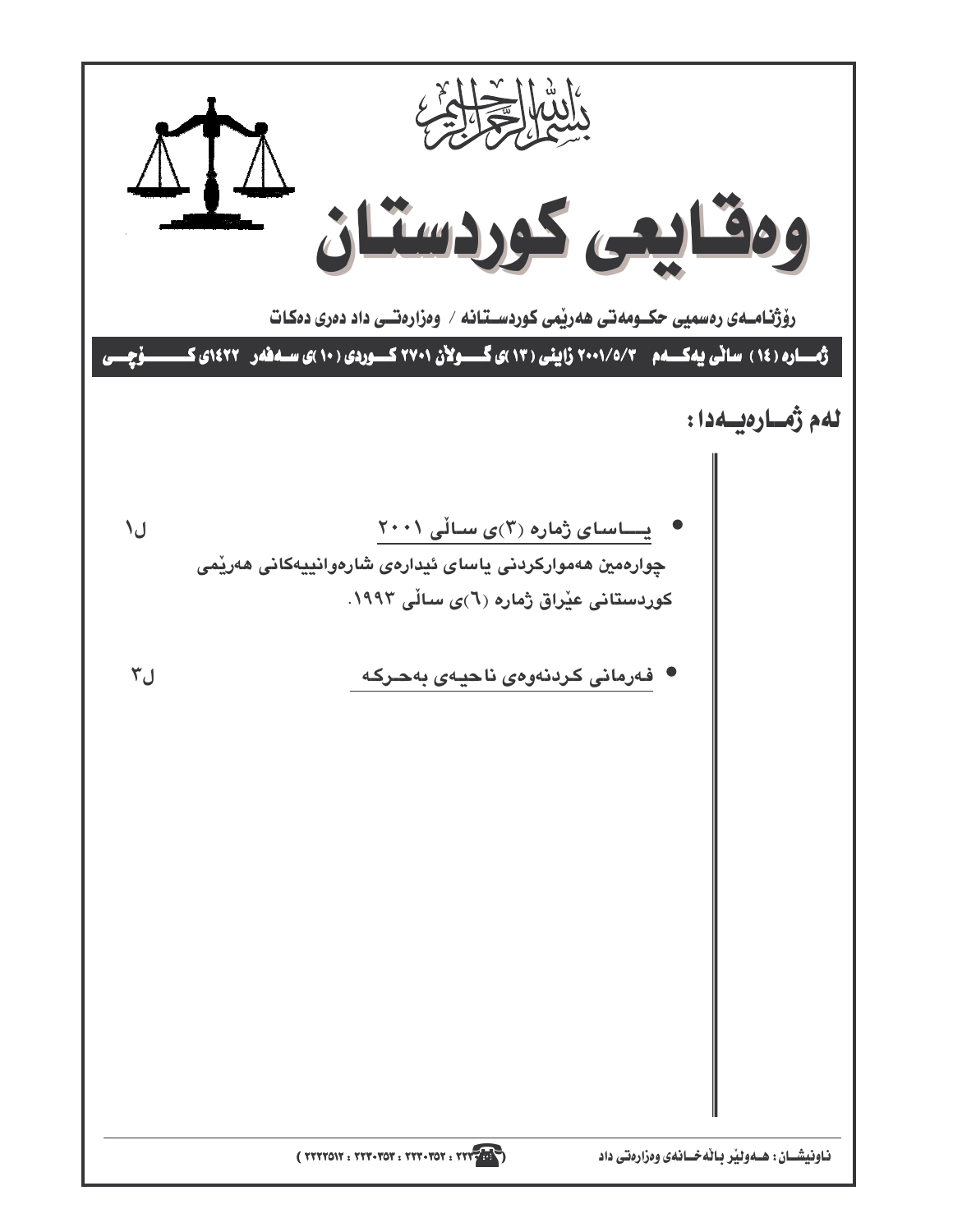بسم الله الرحمن الرحيم

# وەقایعی کوردستان

**ڕۆژنامـەی ڕەسمیی حکـومەتی هەرێمی کوردسـتانە / وەزارەتـی داد دەری دەکات**

**ژمـارە (١٤) ساڵی یەکـەم ٢٠٠١/٥/٣ زاینی (١٣)ی گـولان ٢٧٠١ کـوردی (١٠)ی سـەفەر ١٤٢٢ی کـــۆچـی**

## لەم ژمـارەیـەدا :

- **یـــاسای ژمارە (٣)ی سـاڵی ٢٠٠١** ل١
  **چوارەمین هەموارکردنی یاسای ئیدارەی شارەوانییەکانی هەرێمی کوردستانی عێراق ژمارە (٦)ی ساڵی ١٩٩٣.**

- **فەرمانی کردنەوەی ناحیەی بەحرکە** ل٣

**ناونیشـان : هـەولێر باڵەخـانەی وەزارەتی داد** (☎ ٢٢٣٠٣٥١ : ٢٢٣٠٣٥٢ : ٢٢٣٠٣٥٣ : ٢٢٢٢٥١٢)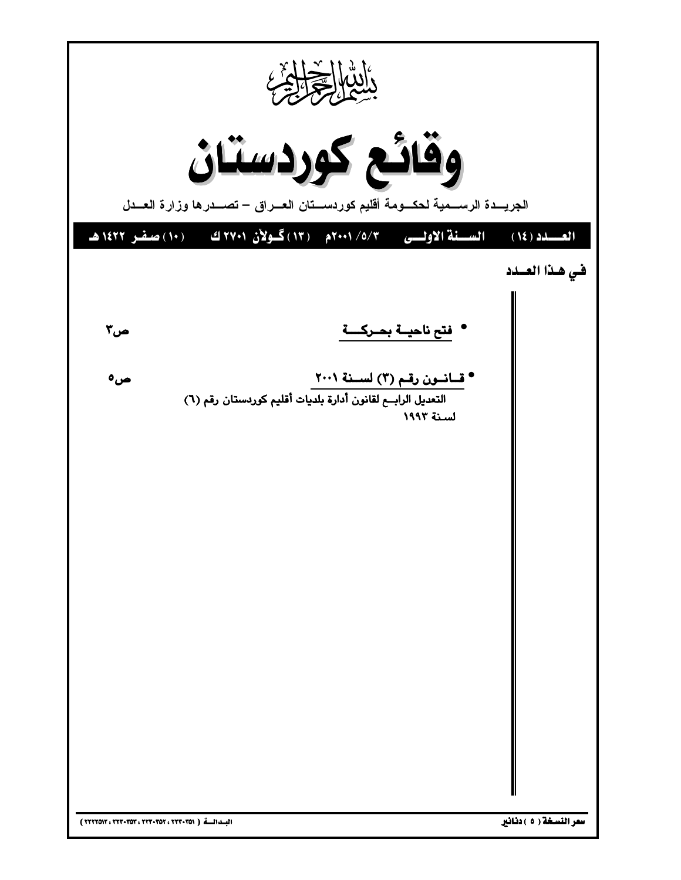بسم الله الرحمن الرحيم

# وقائع كوردستان

الجريــدة الرســمية لحكــومة أقليم كوردســتان العــراق – تصــدرها وزارة العــدل

**العـــدد (١٤)  السـنة الاولــى  ٣/٥/ ٢٠٠١م  (١٣) گـولآن ٢٧٠١ ك  (١٠) صفـر ١٤٢٢ هـ**

## في هـذا العـدد

- **فتح ناحيـة بحـركـــة** ص٣

- **قــانــون رقــم (٣) لســنة ٢٠٠١** ص٥
  **التعديل الرابــع لقانون أدارة بلديات أقليم كوردستان رقم (٦) لسـنة ١٩٩٣**

سعر النسخة ( ٥ ) دنانير

البدالـة ( ٢٢٢٠٣٥١ : ٢٢٢٠٣٥٢ : ٢٢٢٠٣٥٣ : ٢٢٢٢٥١٢ )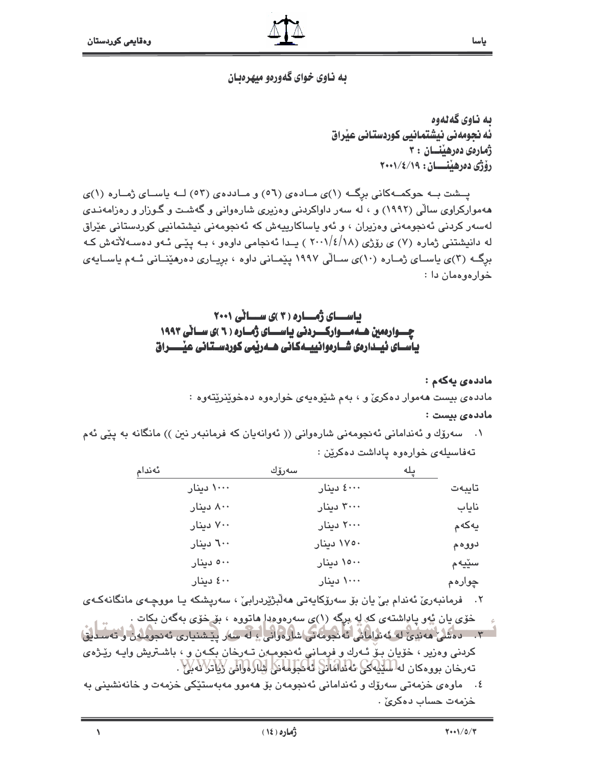به ناوی خوای گەورەو میهرەبان

**به ناوی گەلەوه**
**ئه نجومەنی نیشتمانیی کوردستانی عێراق**
**ژمارەی دەرهێنـــان : ٣**
**رۆژی دەرهێنـــان : ٢٠٠١/٤/١٩**

پـشت بـه حوکمـەکانی برگـه (١)ی مـادەی (٥٦) و مـاددەی (٥٣) لـه یاسـای ژمـاره (١)ی هەموارکراوی ساڵی (١٩٩٢) و ، له سەر داواکردنی وەزیری شارەوانی و گەشت و گوزار و رەزامەنـدی لەسەر کردنی ئەنجومەنی وەزیران ، و ئەو یاساکارییەش که ئەنجومەنی نیشتمانیی کوردستانی عێراق له دانیشتنی ژماره (٧) ی رۆژی (٢٠٠١/٤/١٨) یـدا ئەنجامی داوەو ، بـه پێـی ئـەو دەسـەڵاتەش کـه برگـه (٣)ی یاسـای ژمـاره (١٠)ی سـاڵی ١٩٩٧ پێمـانی داوە ، بریـاری دەرهێنـانی ئـەم یاسـایەی خوارەوەمان دا :

## یاســـای ژمـــاره ( ٣ )ی ســـاڵی ٢٠٠١
## چـــوارەمین هـەمـــوارکـــردنی یاســـای ژمـاره ( ٦ )ی سـاڵی ١٩٩٣
## یاسـای ئیـدارەی شـارەوانییـەکانی هـەرێمی کوردسـتانی عێـــراق

**ماددەی یەکەم :**

ماددەی بیست هەموار دەکرێ و ، بەم شێوەیەی خوارەوە دەخوێنرێتەوە :

**ماددەی بیست :**

١. سەرۆك و ئەندامانی ئەنجومەنی شارەوانی (( ئەوانەیان که فرمانبەر نین )) مانگانه به پێی ئەم تەفاسیلەی خوارەوە پاداشت دەکرێن :

| پله | سەرۆك | ئەندام |
|---|---|---|
| تایبەت | ٤٠٠٠ دینار | ١٠٠٠ دینار |
| نایاب | ٣٠٠٠ دینار | ٨٠٠ دینار |
| یەکەم | ٢٠٠٠ دینار | ٧٠٠ دینار |
| دووەم | ١٧٥٠ دینار | ٦٠٠ دینار |
| سێیەم | ١٥٠٠ دینار | ٥٠٠ دینار |
| چوارەم | ١٠٠٠ دینار | ٤٠٠ دینار |

٢. فرمانبەرێ ئەندام بێ یان بۆ سەرۆکایەتی هەڵبژێردرابێ ، سەرپشکه یـا مووچـەی مانگانەکـەی خۆی یان ئەو پاداشتەی که له برگه (١)ی سەرەوەدا هاتووه ، بۆ خۆی بەگەن بکات .

٣. دەشێ هەندێ له ئەندامانی ئەنجومەنی شارەوانی ، له سەر پێشنیاری ئەنجومەن و تەسدیق کردنی وەزیر ، خۆیان بـۆ ئـەرك و فرمـانی ئەنجومـەن تـەرخان بکـەن و ، باشـتریش وایـه رێـژەی تەرخان بووەکان له سێیەکی ئەندامانی ئەنجومەنی شارەوانی زیاتر نەبێ .

٤. ماوەی خزمەتی سەرۆك و ئەندامانی ئەنجومەن بۆ هەموو مەبەستێکی خزمەت و خانەنشینی به خزمەت حساب دەکرێ .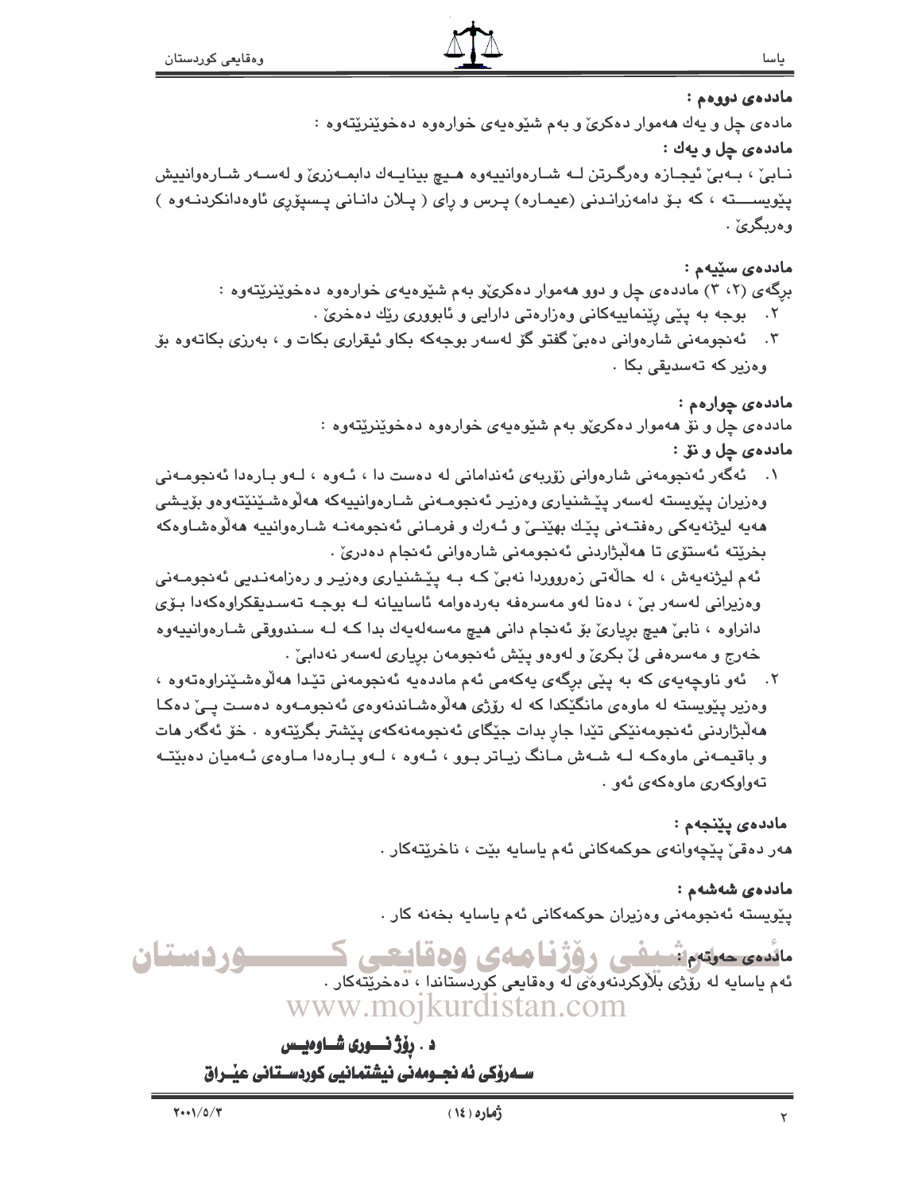**ماددەی دووەم :**

مادەی چل و یەك هەموار دەكرێ و بەم شێوەیەی خوارەوە دەخوێنرێتەوە :

**ماددەی چل و یەك :**

نابێ ، بەبێ ئیجازە وەرگرتن لە شارەوانییەوە هیچ بینایەك دابمەزرێ و لەسەر شارەوانییش پێویستە ، كە بۆ دامەزراندنی (عیمارە) پرس و ڕای ( پلان دانانی پسپۆڕی ئاوەدانكردنەوە ) وەربگرێ .

**ماددەی سێیەم :**

برگەی (٢، ٣) ماددەی چل و دوو هەموار دەكرێو بەم شێوەیەی خوارەوە دەخوێنرێتەوە :

٢. بوجە بە پێی ڕێنماییەكانی وەزارەتی دارایی و ئابووری ڕێك دەخرێ .

٣. ئەنجومەنی شارەوانی دەبێ گفتو گۆ لەسەر بوجەكە بكاو ئیقراری بكات و ، بەرزی بكاتەوە بۆ وەزیر كە تەسدیقی بكا .

**ماددەی چوارەم :**

ماددەی چل و نۆ هەموار دەكرێو بەم شێوەیەی خوارەوە دەخوێنرێتەوە :

**ماددەی چل و نۆ :**

١. ئەگەر ئەنجومەنی شارەوانی زۆربەی ئەندامانی لە دەست دا ، ئەوە ، لەو بارەدا ئەنجومەنی وەزیران پێویستە لەسەر پێشنیاری وەزیر ئەنجومەنی شارەوانییەكە هەڵوەشێنێتەوەو بۆیشی هەیە لیژنەیەكی ڕەفتەنی پێك بهێنێ و ئەرك و فرمانی ئەنجومەنە شارەوانییە هەڵوەشاوەكە بخرێتە ئەستۆی تا هەڵبژاردنی ئەنجومەنی شارەوانی ئەنجام دەدرێ .

ئەم لیژنەیەش ، لە حاڵەتی زەروورەدا نەبێ كە بە پێشنیاری وەزیر و ڕەزامەندیی ئەنجومەنی وەزیرانی لەسەر بێ ، دەنا لەو مەسرەفە بەردەوامە ئاساییانە لە بوجە تەسدیقكراوەكەدا بۆی دانراوە ، نابێ هیچ بڕیارێ بۆ ئەنجام دانی هیچ مەسەلەیەك بدا كە لە سندووقی شارەوانییەوە خەرج و مەسرەفی لێ بكرێ و لەوەو پێش ئەنجومەن بڕیاری لەسەر نەدابێ .

٢. ئەو ناوچەیەی كە بە پێی برگەی یەكەمی ئەم ماددەیە ئەنجومەنی تێدا هەڵوەشێنراوەتەوە ، وەزیر پێویستە لە ماوەی مانگێكدا كە لە ڕۆژی هەڵوەشاندنەوەی ئەنجومەوە دەست پێ دەكا هەڵبژاردنی ئەنجومەنێكی تێدا جاڕ بدات جێگای ئەنجومەنەكەی پێشتر بگرێتەوە . خۆ ئەگەر هات و باقیمەنی ماوەكە لە شەش مانگ زیاتر بوو ، ئەوە ، لەو بارەدا ماوەی ئەمیان دەبێتە تەواوكەری ماوەكەی ئەو .

**ماددەی پێنجەم :**

هەر دەقێ پێچەوانەی حوكمەكانی ئەم یاسایە بێت ، ناخرێتەكار .

**ماددەی شەشەم :**

پێویستە ئەنجومەنی وەزیران حوكمەكانی ئەم یاسایە بخەنە كار .

**ماددەی حەوتەم :**

ئەم یاسایە لە ڕۆژی بڵاوكردنەوەی لە وەقایعی كوردستاندا ، دەخرێتەكار .

**د . ڕۆژ نووری شاوەیس**

**سەرۆكی ئەنجومەنی نیشتمانیی كوردستانی عێراق**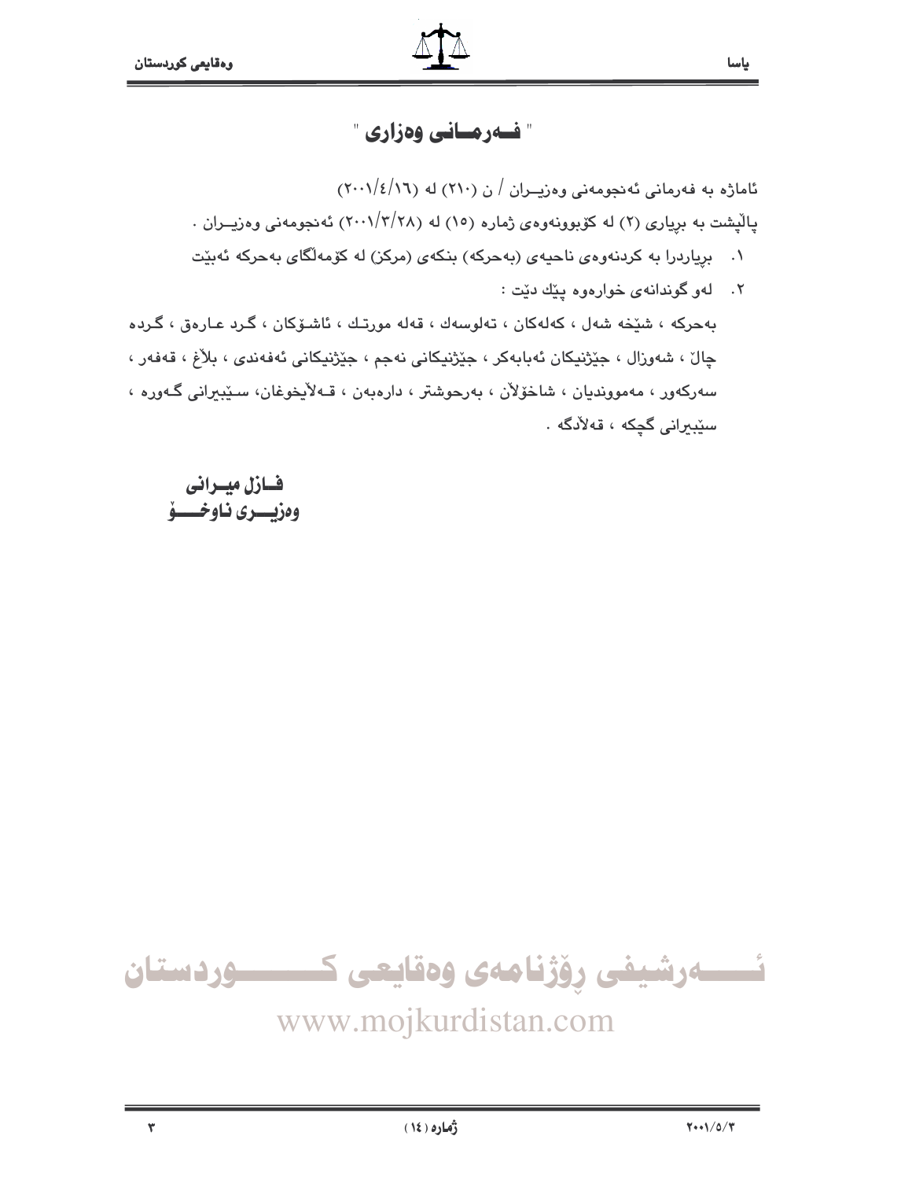# " فــەرمــانی وەزاری "

ئاماژە بە فەرمانی ئەنجومەنی وەزیــران / ن (٢١٠) لە (٢٠٠١/٤/١٦)

پاڵپشت بە بڕیاری (٢) لە کۆبوونەوەی ژمارە (١٥) لە (٢٠٠١/٣/٢٨) ئەنجومەنی وەزیــران .

١. بڕیاردرا بە کردنەوەی ناحیەی (بەحرکە) بنکەی (مرکز) لە کۆمەڵگای بەحرکە ئەبێت

٢. لەو گوندانەی خوارەوە پێك دێت :

بەحرکە ، شێخە شەل ، کەلەکان ، تەلوسەك ، قەلە مورتـك ، ئاشـۆکان ، گـرد عـارەق ، گـردە چاڵ ، شەوزال ، جێژنیکان ئەبابەکر ، جێژنیکانی نەجم ، جێژنیکانی ئەفەندی ، بلاغ ، قەفەر ، سەرکەور ، مەموونديان ، شاخۆلان ، بەرحوشتر ، دارەبەن ، قـەلایخوغان، سـێبیرانی گـەورە ، سێبیرانی گچکە ، قەلادگە .

**فــازل میــرانی**
**وەزیـــری ناوخــــۆ**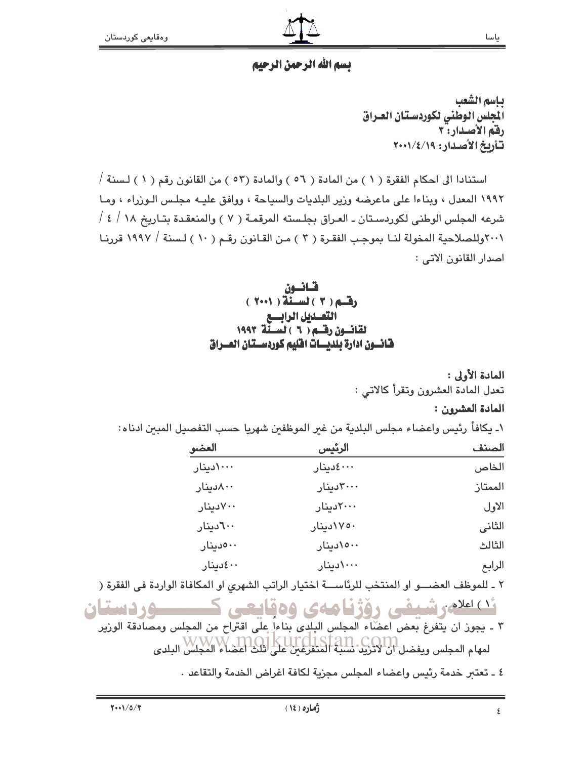# بسم الله الرحمن الرحيم

**باسم الشعب**
**المجلس الوطني لكوردستان العراق**
**رقم الأصدار: ٣**
**تأريخ الأصدار: ٢٠٠١/٤/١٩**

استنادا الى احكام الفقرة ( ١ ) من المادة ( ٥٦ ) والمادة (٥٣ ) من القانون رقم ( ١ ) لسنة / ١٩٩٢ المعدل ، وبناءا على ماعرضه وزير البلديات والسياحة ، ووافق عليه مجلس الوزراء ، وما شرعه المجلس الوطني لكوردستان ـ العراق بجلسته المرقمة ( ٧ ) والمنعقدة بتاريخ ١٨ / ٤ / ٢٠٠١وللصلاحية المخولة لنا بموجب الفقرة ( ٣ ) من القانون رقم ( ١٠ ) لسنة / ١٩٩٧ قررنا اصدار القانون الاتي :

## قانون
## رقم ( ٣ ) لسنة ( ٢٠٠١ )
## التعديل الرابع
## لقانون رقم ( ٦ ) لسنة ١٩٩٣
## قانون ادارة بلديات اقليم كوردستان العراق

**المادة الأولى :**

تعدل المادة العشرون وتقرأ كالاتي :

**المادة العشرون :**

١ـ يكافأ رئيس واعضاء مجلس البلدية من غير الموظفين شهريا حسب التفصيل المبين ادناه:

| الصنف | الرئيس | العضو |
| --- | --- | --- |
| الخاص | ٤٠٠٠دينار | ١٠٠٠دينار |
| الممتاز | ٣٠٠٠دينار | ٨٠٠دينار |
| الاول | ٢٠٠٠دينار | ٧٠٠دينار |
| الثاني | ١٧٥٠دينار | ٦٠٠دينار |
| الثالث | ١٥٠٠دينار | ٥٠٠دينار |
| الرابع | ١٠٠٠دينار | ٤٠٠دينار |

٢ ـ للموظف العضو او المنتخب للرئاسة اختيار الراتب الشهري او المكافاة الواردة في الفقرة ( ١ ) اعلاه.

٣ ـ يجوز ان يتفرغ بعض اعضاء المجلس البلدي بناءاً على اقتراح من المجلس ومصادقة الوزير لمهام المجلس ويفضل ان لاتزيد نسبة المتفرغين على ثلث اعضاء المجلس البلدي

٤ ـ تعتبر خدمة رئيس واعضاء المجلس مجزية لكافة اغراض الخدمة والتقاعد .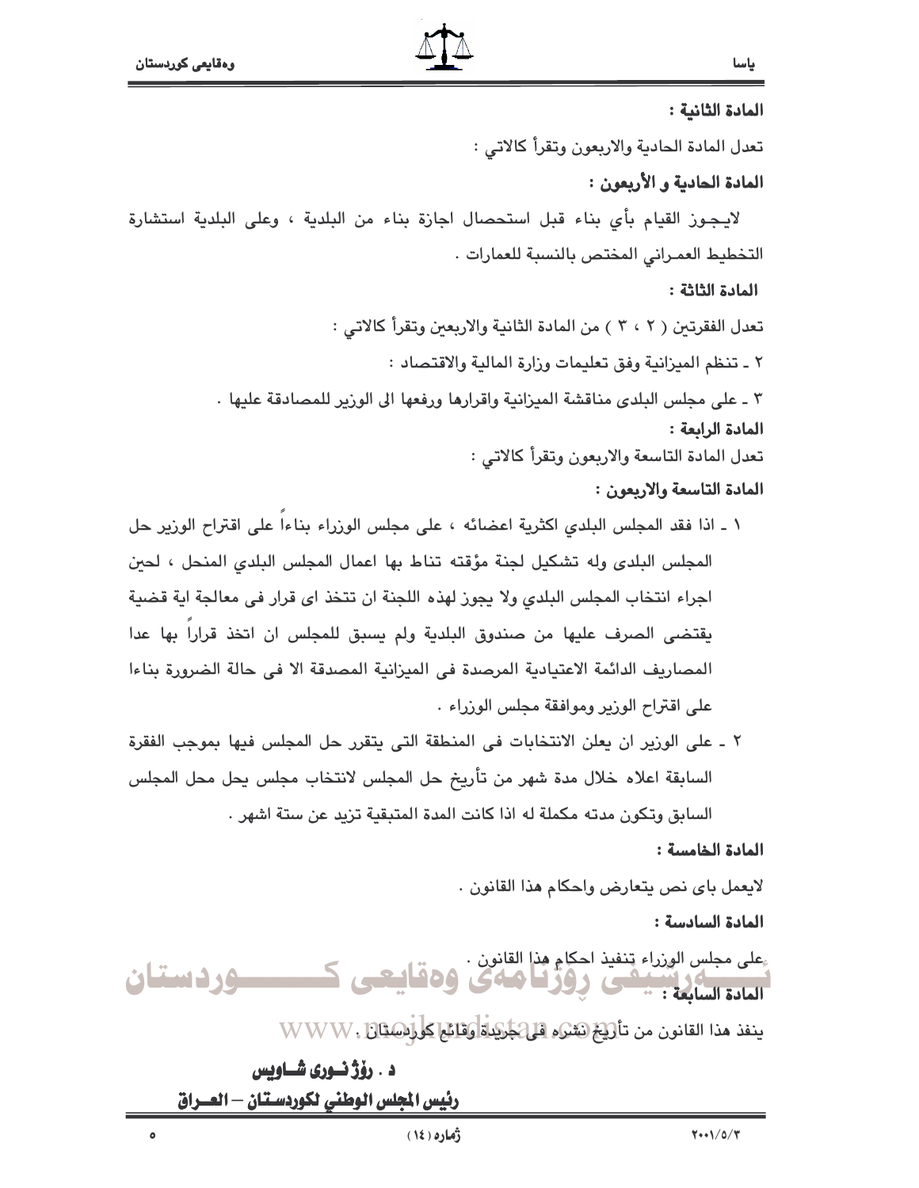**المادة الثانية :**

تعدل المادة الحادية والاربعون وتقرأ كالاتي :

**المادة الحادية و الأربعون :**

لايجوز القيام بأي بناء قبل استحصال اجازة بناء من البلدية ، وعلى البلدية استشارة التخطيط العمراني المختص بالنسبة للعمارات .

**المادة الثالثة :**

تعدل الفقرتين ( ٢ ، ٣ ) من المادة الثانية والاربعين وتقرأ كالاتي :

٢ ـ تنظم الميزانية وفق تعليمات وزارة المالية والاقتصاد :

٣ ـ على مجلس البلدى مناقشة الميزانية واقرارها ورفعها الى الوزير للمصادقة عليها .

**المادة الرابعة :**

تعدل المادة التاسعة والاربعون وتقرأ كالاتي :

**المادة التاسعة والاربعون :**

١ ـ اذا فقد المجلس البلدي اكثرية اعضائه ، على مجلس الوزراء بناءاً على اقتراح الوزير حل المجلس البلدى وله تشكيل لجنة مؤقته تناط بها اعمال المجلس البلدي المنحل ، لحين اجراء انتخاب المجلس البلدي ولا يجوز لهذه اللجنة ان تتخذ اى قرار فى معالجة اية قضية يقتضى الصرف عليها من صندوق البلدية ولم يسبق للمجلس ان اتخذ قراراً بها عدا المصاريف الدائمة الاعتيادية المرصدة فى الميزانية المصدقة الا فى حالة الضرورة بناءا على اقتراح الوزير وموافقة مجلس الوزراء .

٢ ـ على الوزير ان يعلن الانتخابات فى المنطقة التى يتقرر حل المجلس فيها بموجب الفقرة السابقة اعلاه خلال مدة شهر من تأريخ حل المجلس لانتخاب مجلس يحل محل المجلس السابق وتكون مدته مكملة له اذا كانت المدة المتبقية تزيد عن ستة اشهر .

**المادة الخامسة :**

لايعمل باى نص يتعارض واحكام هذا القانون .

**المادة السادسة :**

على مجلس الوزراء تنفيذ احكام هذا القانون .

**المادة السابعة :**

ينفذ هذا القانون من تأريخ نشره فى جريدة وقائع كوردستان .

**د . رۆژ نوری شاویس**

**رئيس المجلس الوطني لكوردستان – العراق**